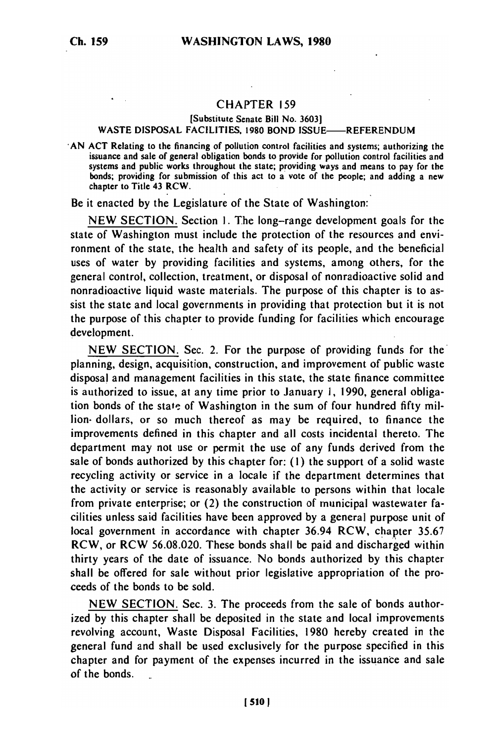# CHAPTER 159

[Substitute Senate Bill No. 3603]

WASTE DISPOSAL FACILITIES, 1980 BOND ISSUE——REFERENDUM

AN ACT Relating to the financing of pollution control facilities and systems; authorizing the issuance and sale of general obligation bonds to provide for pollution control facilities and systems and public works throughout the state; providing ways and means to pay for the bonds; providing for submission of this act to a vote of the people; and adding a new chapter to Title 43 RCW.

Be it enacted by the Legislature of the State of Washington:

NEW SECTION. Section 1. The long-range development goals for the state of Washington must include the protection of the resources and environment of the state, the health and safety of its people, and the beneficial uses of water by providing facilities and systems, among others, for the general control, collection, treatment, or disposal of nonradioactive solid and nonradioactive liquid waste materials. The purpose of this chapter is to assist the state and local governments in providing that protection but it is not the purpose of this chapter to provide funding for facilities which encourage development.

NEW SECTION. Sec. 2. For the purpose of providing funds for the planning, design, acquisition, construction, and improvement of public waste disposal and management facilities in this state, the state finance committee is authorized to issue, at any time prior to January 1, 1990, general obligation bonds of the state of Washington in the sum of four hundred fifty million dollars, or so much thereof as may be required, to finance the improvements defined in this chapter and all costs incidental thereto. The department may not use or permit the use of any funds derived from the sale of bonds authorized by this chapter for: (1) the support of a solid waste recycling activity or service in a locale if the department determines that the activity or service is reasonably available to persons within that locale from private enterprise; or (2) the construction of municipal wastewater facilities unless said facilities have been approved by a general purpose unit of local government in accordance with chapter 36.94 RCW, chapter 35.67 RCW, or RCW 56.08.020. These bonds shall be paid and discharged within thirty years of the date of issuance. No bonds authorized by this chapter shall be offered for sale without prior legislative appropriation of the proceeds of the bonds to be sold.

NEW SECTION. Sec. 3. The proceeds from the sale of bonds authorized by this chapter shall be deposited in the state and local improvements revolving account, Waste Disposal Facilities, 1980 hereby created in the general fund and shall be used exclusively for the purpose specified in this chapter and for payment of the expenses incurred in the issuance and sale of the bonds.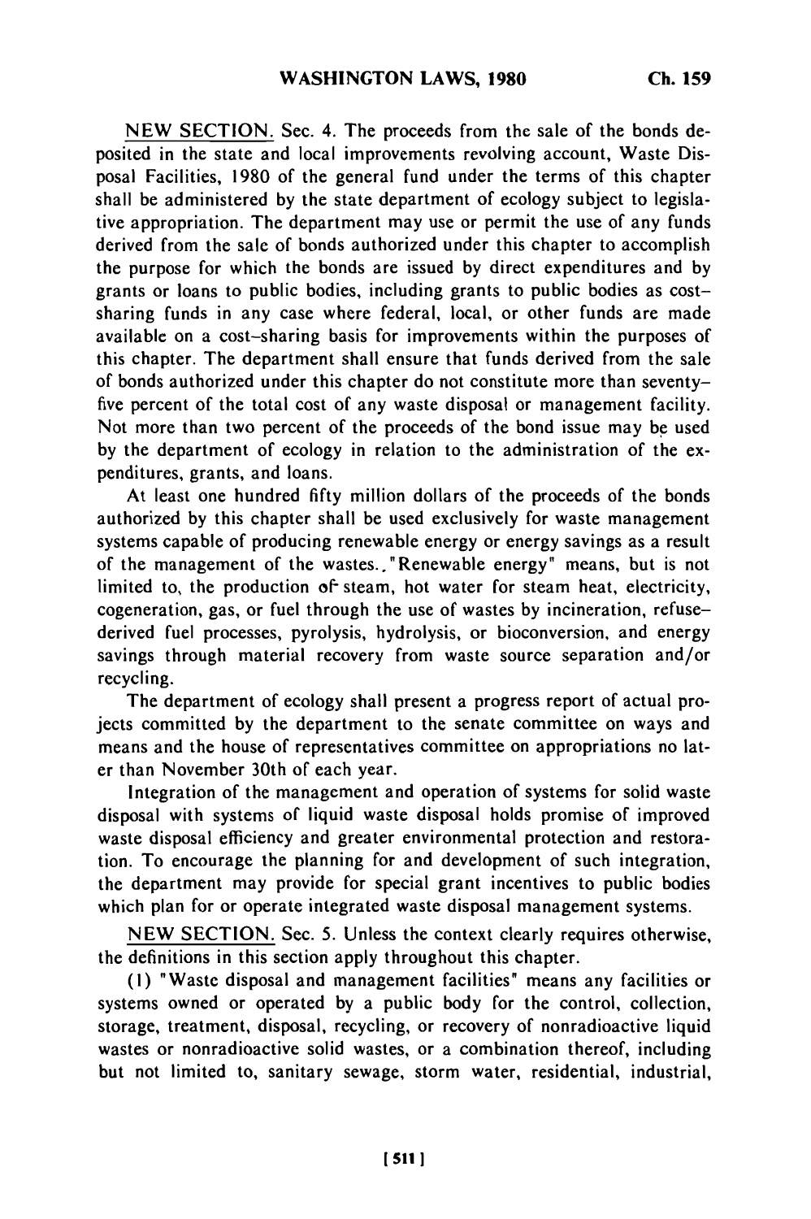NEW SECTION. Sec. 4. The proceeds from the sale of the bonds deposited in the state and local improvements revolving account, Waste Disposal Facilities, 1980 of the general fund under the terms of this chapter shall be administered by the state department of ecology subject to legislative appropriation. The department may use or permit the use of any funds derived from the sale of bonds authorized under this chapter to accomplish the purpose for which the bonds are issued by direct expenditures and by grants or loans to public bodies, including grants to public bodies as cost-sharing funds in any case where federal, local, or other funds are made available on a cost-sharing basis for improvements within the purposes of this chapter. The department shall ensure that funds derived from the sale of bonds authorized under this chapter do not constitute more than seventy-five percent of the total cost of any waste disposal or management facility. Not more than two percent of the proceeds of the bond issue may be used by the department of ecology in relation to the administration of the expenditures, grants, and loans.

At least one hundred fifty million dollars of the proceeds of the bonds authorized by this chapter shall be used exclusively for waste management systems capable of producing renewable energy or energy savings as a result of the management of the wastes. "Renewable energy" means, but is not limited to, the production of steam, hot water for steam heat, electricity, cogeneration, gas, or fuel through the use of wastes by incineration, refuse-derived fuel processes, pyrolysis, hydrolysis, or bioconversion, and energy savings through material recovery from waste source separation and/or recycling.

The department of ecology shall present a progress report of actual projects committed by the department to the senate committee on ways and means and the house of representatives committee on appropriations no later than November 30th of each year.

Integration of the management and operation of systems for solid waste disposal with systems of liquid waste disposal holds promise of improved waste disposal efficiency and greater environmental protection and restoration. To encourage the planning for and development of such integration, the department may provide for special grant incentives to public bodies which plan for or operate integrated waste disposal management systems.

NEW SECTION. Sec. 5. Unless the context clearly requires otherwise, the definitions in this section apply throughout this chapter.

(1) "Waste disposal and management facilities" means any facilities or systems owned or operated by a public body for the control, collection, storage, treatment, disposal, recycling, or recovery of nonradioactive liquid wastes or nonradioactive solid wastes, or a combination thereof, including but not limited to, sanitary sewage, storm water, residential, industrial,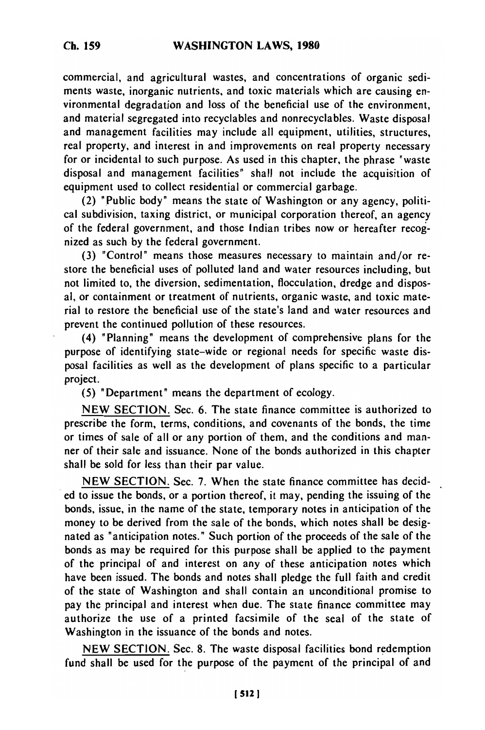commercial, and agricultural wastes, and concentrations of organic sediments waste, inorganic nutrients, and toxic materials which are causing environmental degradation and loss of the beneficial use of the environment, and material segregated into recyclables and nonrecyclables. Waste disposal and management facilities may include all equipment, utilities, structures, real property, and interest in and improvements on real property necessary for or incidental to such purpose. As used in this chapter, the phrase "waste disposal and management facilities" shall not include the acquisition of equipment used to collect residential or commercial garbage.

(2) "Public body" means the state of Washington or any agency, political subdivision, taxing district, or municipal corporation thereof, an agency of the federal government, and those Indian tribes now or hereafter recognized as such by the federal government.

(3) "Control" means those measures necessary to maintain and/or restore the beneficial uses of polluted land and water resources including, but not limited to, the diversion, sedimentation, flocculation, dredge and disposal, or containment or treatment of nutrients, organic waste, and toxic material to restore the beneficial use of the state's land and water resources and prevent the continued pollution of these resources.

(4) "Planning" means the development of comprehensive plans for the purpose of identifying state-wide or regional needs for specific waste disposal facilities as well as the development of plans specific to a particular project.

(5) "Department" means the department of ecology.

NEW SECTION. Sec. 6. The state finance committee is authorized to prescribe the form, terms, conditions, and covenants of the bonds, the time or times of sale of all or any portion of them, and the conditions and manner of their sale and issuance. None of the bonds authorized in this chapter shall be sold for less than their par value.

NEW SECTION. Sec. 7. When the state finance committee has decided to issue the bonds, or a portion thereof, it may, pending the issuing of the bonds, issue, in the name of the state, temporary notes in anticipation of the money to be derived from the sale of the bonds, which notes shall be designated as "anticipation notes." Such portion of the proceeds of the sale of the bonds as may be required for this purpose shall be applied to the payment of the principal of and interest on any of these anticipation notes which have been issued. The bonds and notes shall pledge the full faith and credit of the state of Washington and shall contain an unconditional promise to pay the principal and interest when due. The state finance committee may authorize the use of a printed facsimile of the seal of the state of Washington in the issuance of the bonds and notes.

NEW SECTION. Sec. 8. The waste disposal facilities bond redemption fund shall be used for the purpose of the payment of the principal of and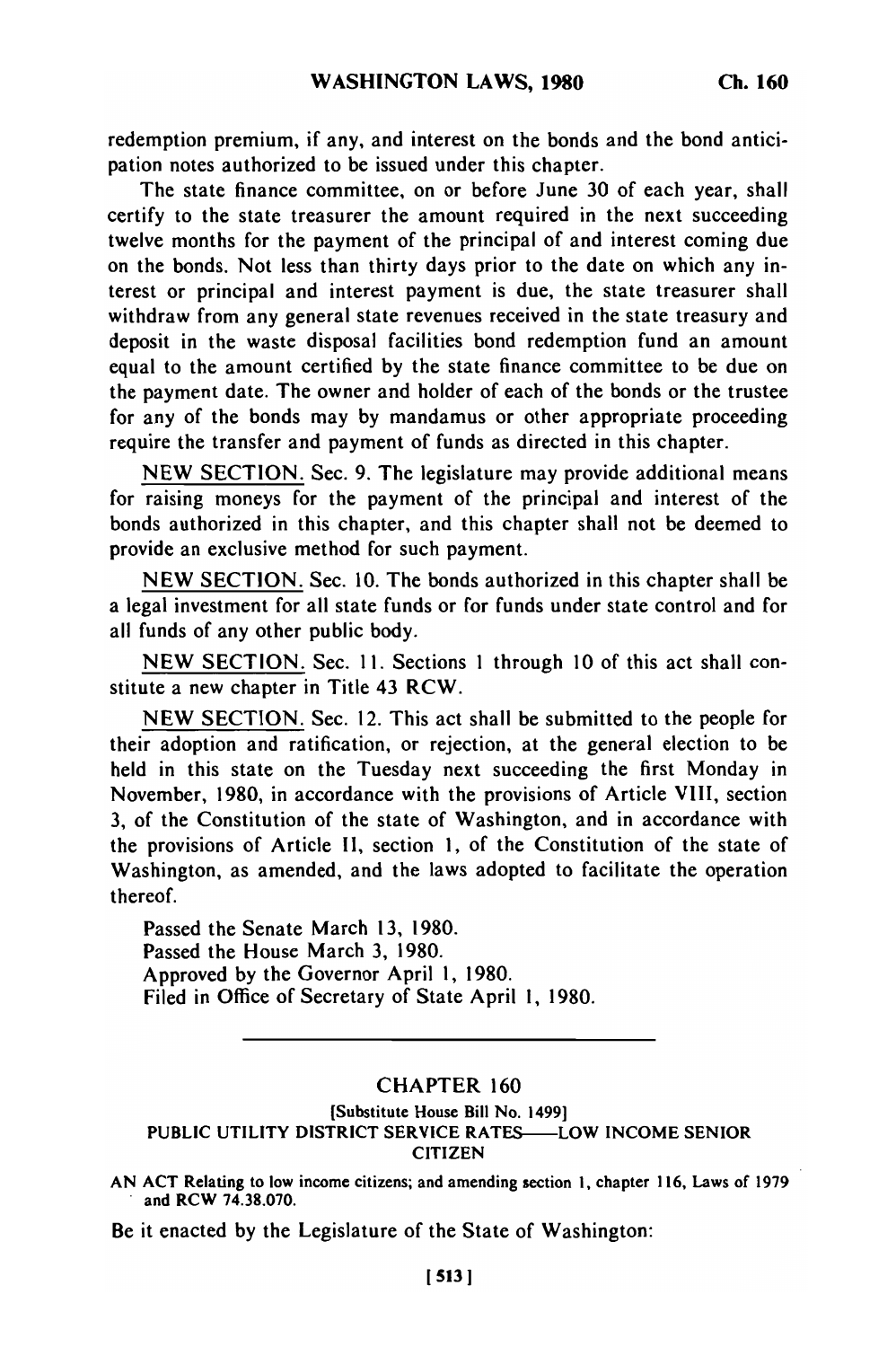redemption premium, if any, and interest on the bonds and the bond anticipation notes authorized to be issued under this chapter.

The state finance committee, on or before June 30 of each year, shall certify to the state treasurer the amount required in the next succeeding twelve months for the payment of the principal of and interest coming due on the bonds. Not less than thirty days prior to the date on which any interest or principal and interest payment is due, the state treasurer shall withdraw from any general state revenues received in the state treasury and deposit in the waste disposal facilities bond redemption fund an amount equal to the amount certified by the state finance committee to be due on the payment date. The owner and holder of each of the bonds or the trustee for any of the bonds may by mandamus or other appropriate proceeding require the transfer and payment of funds as directed in this chapter.

NEW SECTION. Sec. 9. The legislature may provide additional means for raising moneys for the payment of the principal and interest of the bonds authorized in this chapter, and this chapter shall not be deemed to provide an exclusive method for such payment.

NEW SECTION. Sec. 10. The bonds authorized in this chapter shall be a legal investment for all state funds or for funds under state control and for all funds of any other public body.

NEW SECTION. Sec. 11. Sections 1 through 10 of this act shall constitute a new chapter in Title 43 RCW.

NEW SECTION. Sec. 12. This act shall be submitted to the people for their adoption and ratification, or rejection, at the general election to be held in this state on the Tuesday next succeeding the first Monday in November, 1980, in accordance with the provisions of Article VIII, section 3, of the Constitution of the state of Washington, and in accordance with the provisions of Article II, section 1, of the Constitution of the state of Washington, as amended, and the laws adopted to facilitate the operation thereof.

Passed the Senate March 13, 1980.
Passed the House March 3, 1980.
Approved by the Governor April 1, 1980.
Filed in Office of Secretary of State April 1, 1980.

---

## CHAPTER 160

[Substitute House Bill No. 1499]

PUBLIC UTILITY DISTRICT SERVICE RATES——LOW INCOME SENIOR CITIZEN

AN ACT Relating to low income citizens; and amending section 1, chapter 116, Laws of 1979 and RCW 74.38.070.

Be it enacted by the Legislature of the State of Washington: